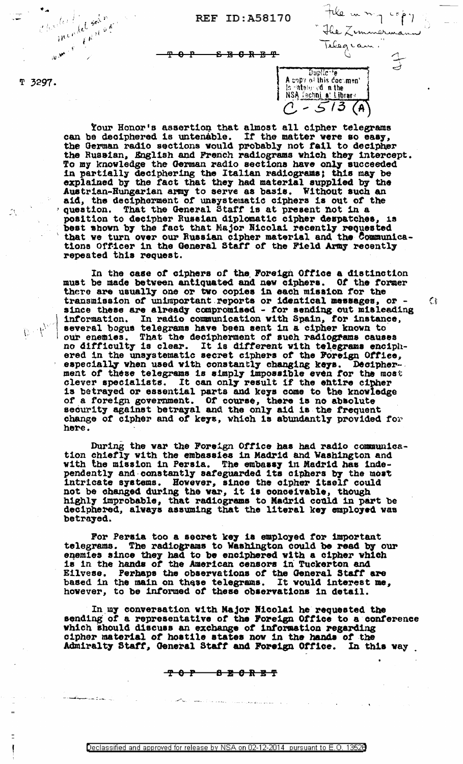REF ID:A58170

~~TOP SECRET~~

File in my copy "The Zimmermann Telegram."

Duplicate
A copy of this document is cataloged in the NSA Technical Library
C-513 (A)

T 3297.

Your Honor's assertion that almost all cipher telegrams can be deciphered is untenable. If the matter were so easy, the German radio sections would probably not fail to decipher the Russian, English and French radiograms which they intercept. To my knowledge the German radio sections have only succeeded in partially deciphering the Italian radiograms; this may be explained by the fact that they had material supplied by the Austrian-Hungarian army to serve as basis. Without such an aid, the decipherment of unsystematic ciphers is out of the question. That the General Staff is at present not in a position to decipher Russian diplomatic cipher despatches, is best shown by the fact that Major Nicolai recently requested that we turn over our Russian cipher material and the Communications Officer in the General Staff of the Field Army recently repeated this request.

In the case of ciphers of the Foreign Office a distinction must be made between antiquated and new ciphers. Of the former there are usually one or two copies in each mission for the transmission of unimportant reports or identical messages, or - since these are already compromised - for sending out misleading information. In radio communication with Spain, for instance, several bogus telegrams have been sent in a cipher known to our enemies. That the decipherment of such radiograms causes no difficulty is clear. It is different with telegrams enciphered in the unsystematic secret ciphers of the Foreign Office, especially when used with constantly changing keys. Decipherment of these telegrams is simply impossible even for the most clever specialists. It can only result if the entire cipher is betrayed or essential parts and keys come to the knowledge of a foreign government. Of course, there is no absolute security against betrayal and the only aid is the frequent change of cipher and of keys, which is abundantly provided for here.

During the war the Foreign Office has had radio communication chiefly with the embassies in Madrid and Washington and with the mission in Persia. The embassy in Madrid has independently and constantly safeguarded its ciphers by the most intricate systems. However, since the cipher itself could not be changed during the war, it is conceivable, though highly improbable, that radiograms to Madrid could in part be deciphered, always assuming that the literal key employed was betrayed.

For Persia too a secret key is employed for important telegrams. The radiograms to Washington could be read by our enemies since they had to be enciphered with a cipher which is in the hands of the American censors in Tuckerton and Eilvese. Perhaps the observations of the General Staff are based in the main on these telegrams. It would interest me, however, to be informed of these observations in detail.

In my conversation with Major Nicolai he requested the sending of a representative of the Foreign Office to a conference which should discuss an exchange of information regarding cipher material of hostile states now in the hands of the Admiralty Staff, General Staff and Foreign Office. In this way

~~TOP SECRET~~

Declassified and approved for release by NSA on 02-12-2014 pursuant to E.O. 13526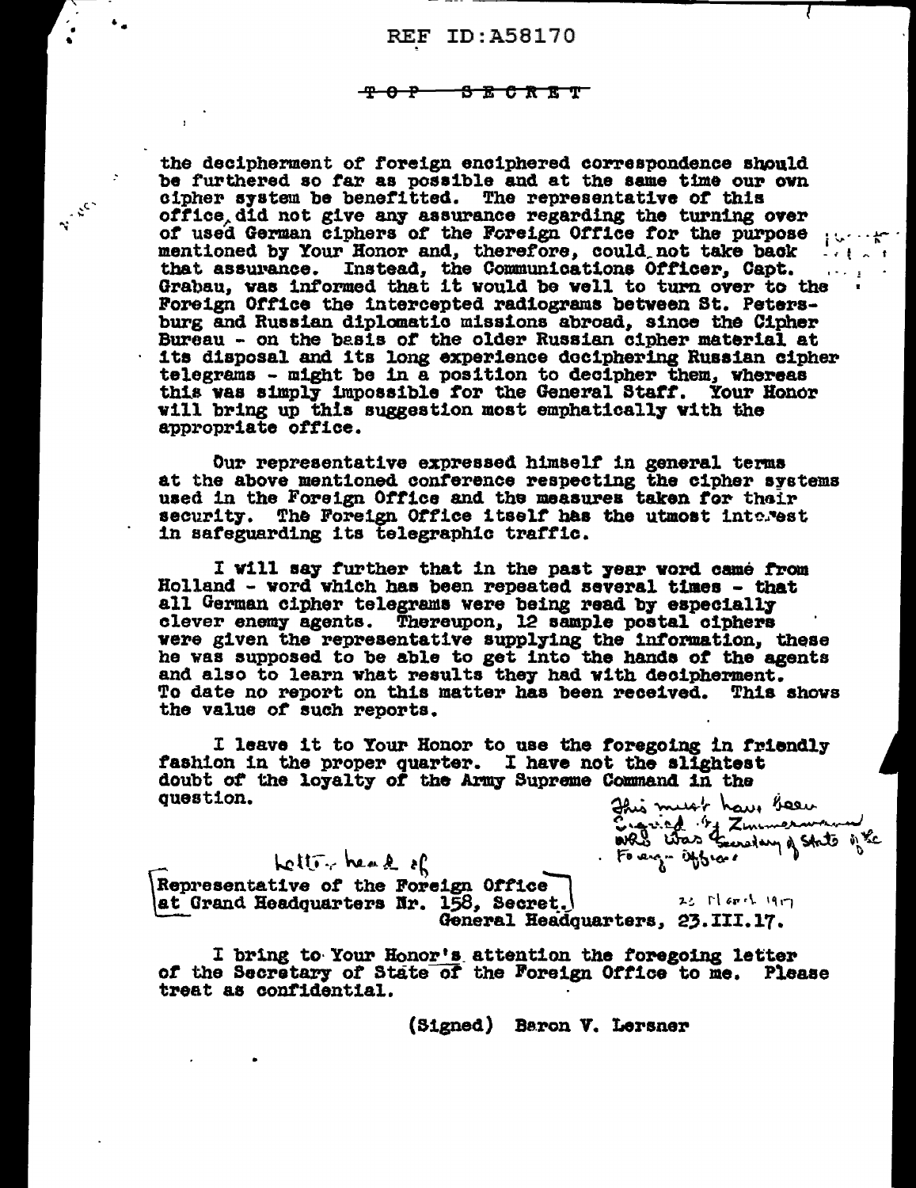TOP SECRET

the decipherment of foreign enciphered correspondence should be furthered so far as possible and at the same time our own cipher system be benefitted. The representative of this office did not give any assurance regarding the turning over of used German ciphers of the Foreign Office for the purpose mentioned by Your Honor and, therefore, could not take back that assurance. Instead, the Communications Officer, Capt. Grabau, was informed that it would be well to turn over to the Foreign Office the intercepted radiograms between St. Petersburg and Russian diplomatic missions abroad, since the Cipher Bureau - on the basis of the older Russian cipher material at its disposal and its long experience deciphering Russian cipher telegrams - might be in a position to decipher them, whereas this was simply impossible for the General Staff. Your Honor will bring up this suggestion most emphatically with the appropriate office.

Our representative expressed himself in general terms at the above mentioned conference respecting the cipher systems used in the Foreign Office and the measures taken for their security. The Foreign Office itself has the utmost interest in safeguarding its telegraphic traffic.

I will say further that in the past year word came from Holland - word which has been repeated several times - that all German cipher telegrams were being read by especially clever enemy agents. Thereupon, 12 sample postal ciphers were given the representative supplying the information, these he was supposed to be able to get into the hands of the agents and also to learn what results they had with decipherment. To date no report on this matter has been received. This shows the value of such reports.

I leave it to Your Honor to use the foregoing in friendly fashion in the proper quarter. I have not the slightest doubt of the loyalty of the Army Supreme Command in the question.

*This must have been signed by Zimmermann who was Secretary of State of the Foreign Office*

*Letter head of*

Representative of the Foreign Office
at Grand Headquarters Nr. 158, Secret.

*23 March 1917*

General Headquarters, 23.III.17.

I bring to Your Honor's attention the foregoing letter of the Secretary of State of the Foreign Office to me. Please treat as confidential.

(Signed) Baron V. Lersner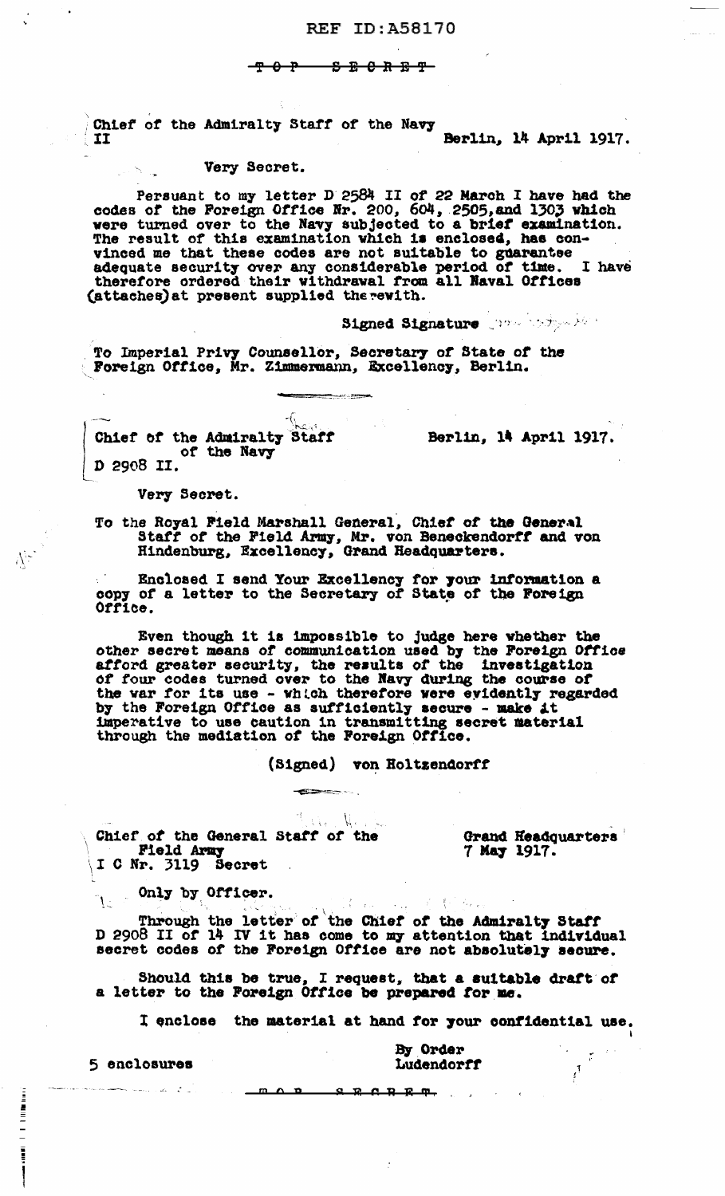REF ID:A58170

~~TOP SECRET~~

Chief of the Admiralty Staff of the Navy
II

Berlin, 14 April 1917.

Very Secret.

Persuant to my letter D 2584 II of 22 March I have had the codes of the Foreign Office Nr. 200, 604, 2505, and 1303 which were turned over to the Navy subjected to a brief examination. The result of this examination which is enclosed, has convinced me that these codes are not suitable to guarantee adequate security over any considerable period of time. I have therefore ordered their withdrawal from all Naval Offices (attaches) at present supplied therewith.

Signed Signature

To Imperial Privy Counsellor, Secretary of State of the Foreign Office, Mr. Zimmermann, Excellency, Berlin.

---

Chief of the Admiralty Staff of the Navy
D 2908 II.

Berlin, 14 April 1917.

Very Secret.

To the Royal Field Marshall General, Chief of the General Staff of the Field Army, Mr. von Beneckendorff and von Hindenburg, Excellency, Grand Headquarters.

Enclosed I send Your Excellency for your information a copy of a letter to the Secretary of State of the Foreign Office.

Even though it is impossible to judge here whether the other secret means of communication used by the Foreign Office afford greater security, the results of the investigation of four codes turned over to the Navy during the course of the war for its use - which therefore were evidently regarded by the Foreign Office as sufficiently secure - make it imperative to use caution in transmitting secret material through the mediation of the Foreign Office.

(Signed) von Holtzendorff

---

Chief of the General Staff of the Field Army
I C Nr. 3119 Secret

Grand Headquarters
7 May 1917.

Only by Officer.

Through the letter of the Chief of the Admiralty Staff D 2908 II of 14 IV it has come to my attention that individual secret codes of the Foreign Office are not absolutely secure.

Should this be true, I request, that a suitable draft of a letter to the Foreign Office be prepared for me.

I enclose the material at hand for your confidential use.

5 enclosures

By Order
Ludendorff

~~TOP SECRET~~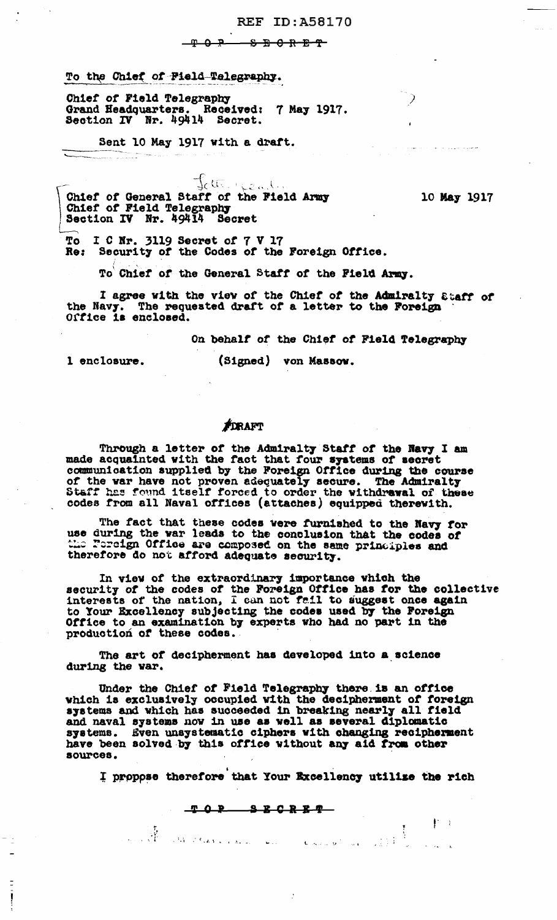REF ID:A58170

TOP SECRET

To the Chief of Field Telegraphy.

Chief of Field Telegraphy
Grand Headquarters. Received: 7 May 1917.
Section IV Nr. 49414 Secret.

Sent 10 May 1917 with a draft.

Chief of General Staff of the Field Army — 10 May 1917
Chief of Field Telegraphy
Section IV Nr. 49414 Secret

To I C Nr. 3119 Secret of 7 V 17
Re: Security of the Codes of the Foreign Office.

To Chief of the General Staff of the Field Army.

I agree with the view of the Chief of the Admiralty Staff of the Navy. The requested draft of a letter to the Foreign Office is enclosed.

On behalf of the Chief of Field Telegraphy

1 enclosure. (Signed) von Massow.

DRAFT

Through a letter of the Admiralty Staff of the Navy I am made acquainted with the fact that four systems of secret communication supplied by the Foreign Office during the course of the war have not proven adequately secure. The Admiralty Staff has found itself forced to order the withdrawal of these codes from all Naval offices (attaches) equipped therewith.

The fact that these codes were furnished to the Navy for use during the war leads to the conclusion that the codes of the Foreign Office are composed on the same principles and therefore do not afford adequate security.

In view of the extraordinary importance which the security of the codes of the Foreign Office has for the collective interests of the nation, I can not fail to suggest once again to Your Excellency subjecting the codes used by the Foreign Office to an examination by experts who had no part in the production of these codes.

The art of decipherment has developed into a science during the war.

Under the Chief of Field Telegraphy there is an office which is exclusively occupied with the decipherment of foreign systems and which has succeeded in breaking nearly all field and naval systems now in use as well as several diplomatic systems. Even unsystematic ciphers with changing reciphermen have been solved by this office without any aid from other sources.

I propose therefore that Your Excellency utilize the rich

TOP SECRET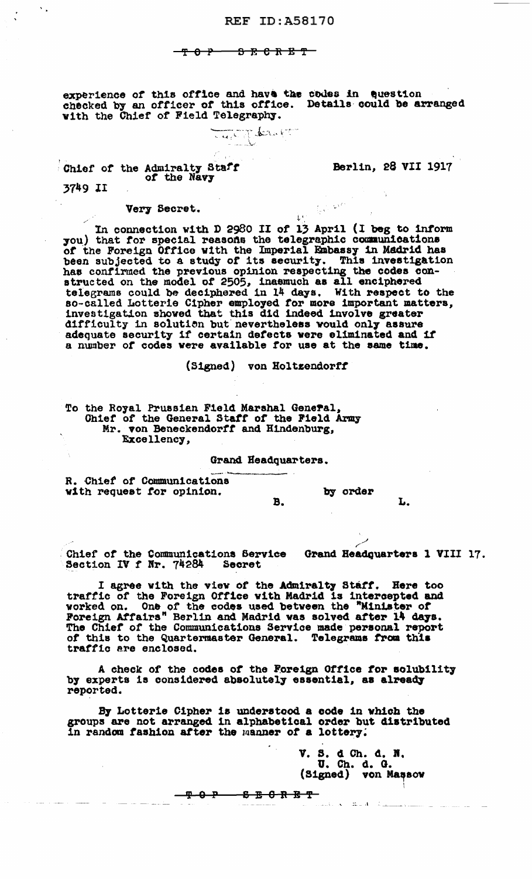TOP SECRET

experience of this office and have the codes in question checked by an officer of this office. Details could be arranged with the Chief of Field Telegraphy.

Chief of the Admiralty Staff of the Navy

Berlin, 28 VII 1917

3749 II

Very Secret.

In connection with D 2980 II of 13 April (I beg to inform you) that for special reasons the telegraphic communications of the Foreign Office with the Imperial Embassy in Madrid has been subjected to a study of its security. This investigation has confirmed the previous opinion respecting the codes constructed on the model of 2505, inasmuch as all enciphered telegrams could be deciphered in 14 days. With respect to the so-called Lotterie Cipher employed for more important matters, investigation showed that this did indeed involve greater difficulty in solution but nevertheless would only assure adequate security if certain defects were eliminated and if a number of codes were available for use at the same time.

(Signed) von Holtzendorff

To the Royal Prussian Field Marshal General,
Chief of the General Staff of the Field Army
Mr. von Beneckendorff and Hindenburg,
Excellency,

Grand Headquarters.

R. Chief of Communications with request for opinion.

B. by order L.

Chief of the Communications Service Section IV f Nr. 74284 Secret

Grand Headquarters 1 VIII 17.

I agree with the view of the Admiralty Staff. Here too traffic of the Foreign Office with Madrid is intercepted and worked on. One of the codes used between the "Minister of Foreign Affairs" Berlin and Madrid was solved after 14 days. The Chief of the Communications Service made personal report of this to the Quartermaster General. Telegrams from this traffic are enclosed.

A check of the codes of the Foreign Office for solubility by experts is considered absolutely essential, as already reported.

By Lotterie Cipher is understood a code in which the groups are not arranged in alphabetical order but distributed in random fashion after the manner of a lottery.

V. S. d Ch. d. N.
U. Ch. d. G.
(Signed) von Massow

TOP SECRET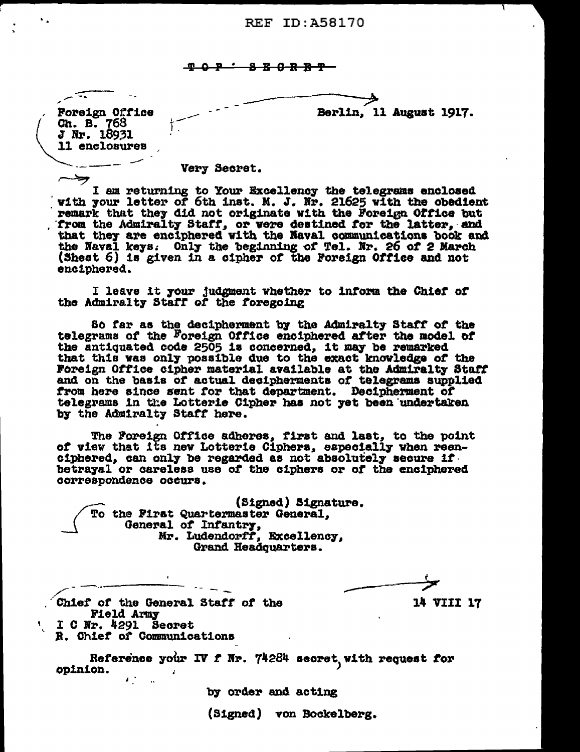REF ID:A58170

~~TOP SECRET~~

Foreign Office
Ch. B. 768
J Nr. 18931
11 enclosures

Berlin, 11 August 1917.

Very Secret.

I am returning to Your Excellency the telegrams enclosed with your letter of 6th inst. M. J. Nr. 21625 with the obedient remark that they did not originate with the Foreign Office but from the Admiralty Staff, or were destined for the latter, and that they are enciphered with the Naval communications book and the Naval keys. Only the beginning of Tel. Nr. 26 of 2 March (Sheet 6) is given in a cipher of the Foreign Office and not enciphered.

I leave it your judgment whether to inform the Chief of the Admiralty Staff of the foregoing

So far as the decipherment by the Admiralty Staff of the telegrams of the Foreign Office enciphered after the model of the antiquated code 2505 is concerned, it may be remarked that this was only possible due to the exact knowledge of the Foreign Office cipher material available at the Admiralty Staff and on the basis of actual decipherments of telegrams supplied from here since sent for that department. Decipherment of telegrams in the Lotterie Cipher has not yet been undertaken by the Admiralty Staff here.

The Foreign Office adheres, first and last, to the point of view that its new Lotterie Ciphers, especially when reenciphered, can only be regarded as not absolutely secure if betrayal or careless use of the ciphers or of the enciphered correspondence occurs.

(Signed) Signature.

To the First Quartermaster General,
General of Infantry,
Mr. Ludendorff, Excellency,
Grand Headquarters.

Chief of the General Staff of the Field Army
I C Nr. 4291 Secret
R. Chief of Communications

14 VIII 17

Reference your IV f Nr. 74284 secret, with request for opinion.

by order and acting

(Signed) von Bockelberg.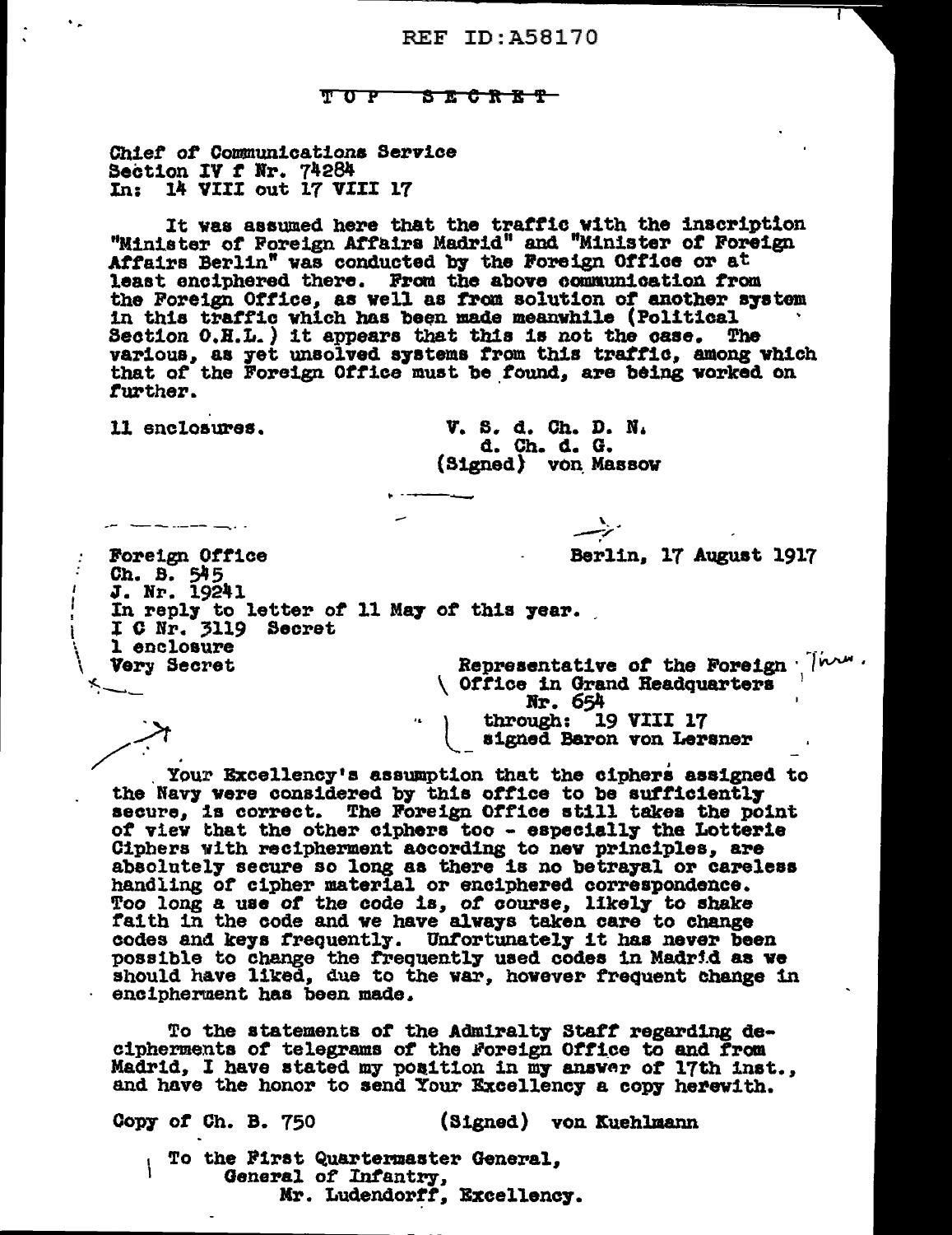REF ID:A58170

TOP SECRET

Chief of Communications Service
Section IV f Nr. 74284
In: 14 VIII out 17 VIII 17

It was assumed here that the traffic with the inscription "Minister of Foreign Affairs Madrid" and "Minister of Foreign Affairs Berlin" was conducted by the Foreign Office or at least enciphered there. From the above communication from the Foreign Office, as well as from solution of another system in this traffic which has been made meanwhile (Political Section O.H.L.) it appears that this is not the case. The various, as yet unsolved systems from this traffic, among which that of the Foreign Office must be found, are being worked on further.

11 enclosures.

V. S. d. Ch. D. N.
d. Ch. d. G.
(Signed) von Massow

---

Foreign Office
Ch. B. 545
J. Nr. 19241
In reply to letter of 11 May of this year.
I C Nr. 3119 Secret
1 enclosure
Very Secret

Berlin, 17 August 1917

Representative of the Foreign Office in Grand Headquarters
Nr. 654
through: 19 VIII 17
signed Baron von Lersner

Your Excellency's assumption that the ciphers assigned to the Navy were considered by this office to be sufficiently secure, is correct. The Foreign Office still takes the point of view that the other ciphers too - especially the Lotterie Ciphers with reciphernent according to new principles, are absolutely secure so long as there is no betrayal or careless handling of cipher material or enciphered correspondence. Too long a use of the code is, of course, likely to shake faith in the code and we have always taken care to change codes and keys frequently. Unfortunately it has never been possible to change the frequently used codes in Madrid as we should have liked, due to the war, however frequent change in encipherment has been made.

To the statements of the Admiralty Staff regarding decipherments of telegrams of the Foreign Office to and from Madrid, I have stated my position in my answer of 17th inst., and have the honor to send Your Excellency a copy herewith.

Copy of Ch. B. 750

(Signed) von Kuehlmann

To the First Quartermaster General,
General of Infantry,
Mr. Ludendorff, Excellency.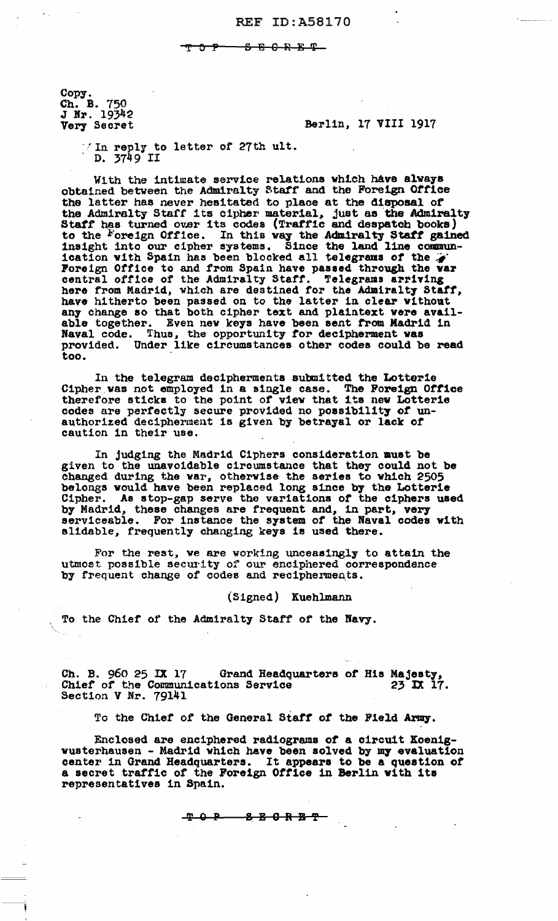REF ID:A58170

~~TOP SECRET~~

Copy.
Ch. B. 750
J Nr. 19342
Very Secret

Berlin, 17 VIII 1917

In reply to letter of 27th ult.
D. 3749 II

With the intimate service relations which have always obtained between the Admiralty Staff and the Foreign Office the latter has never hesitated to place at the disposal of the Admiralty Staff its cipher material, just as the Admiralty Staff has turned over its codes (Traffic and despatch books) to the Foreign Office. In this way the Admiralty Staff gained insight into our cipher systems. Since the land line communication with Spain has been blocked all telegrams of the Foreign Office to and from Spain have passed through the war central office of the Admiralty Staff. Telegrams arriving here from Madrid, which are destined for the Admiralty Staff, have hitherto been passed on to the latter in clear without any change so that both cipher text and plaintext were available together. Even new keys have been sent from Madrid in Naval code. Thus, the opportunity for decipherment was provided. Under like circumstances other codes could be read too.

In the telegram decipherments submitted the Lotterie Cipher was not employed in a single case. The Foreign Office therefore sticks to the point of view that its new Lotterie codes are perfectly secure provided no possibility of unauthorized decipherment is given by betrayal or lack of caution in their use.

In judging the Madrid Ciphers consideration must be given to the unavoidable circumstance that they could not be changed during the war, otherwise the series to which 2505 belongs would have been replaced long since by the Lotterie Cipher. As stop-gap serve the variations of the ciphers used by Madrid, these changes are frequent and, in part, very serviceable. For instance the system of the Naval codes with slidable, frequently changing keys is used there.

For the rest, we are working unceasingly to attain the utmost possible security of our enciphered correspondence by frequent change of codes and recipherments.

(Signed) Kuehlmann

To the Chief of the Admiralty Staff of the Navy.

Ch. B. 960 25 IX 17 — Grand Headquarters of His Majesty,
Chief of the Communications Service — 23 IX 17.
Section V Nr. 79141

To the Chief of the General Staff of the Field Army.

Enclosed are enciphered radiograms of a circuit Koenigwusterhausen - Madrid which have been solved by my evaluation center in Grand Headquarters. It appears to be a question of a secret traffic of the Foreign Office in Berlin with its representatives in Spain.

~~TOP SECRET~~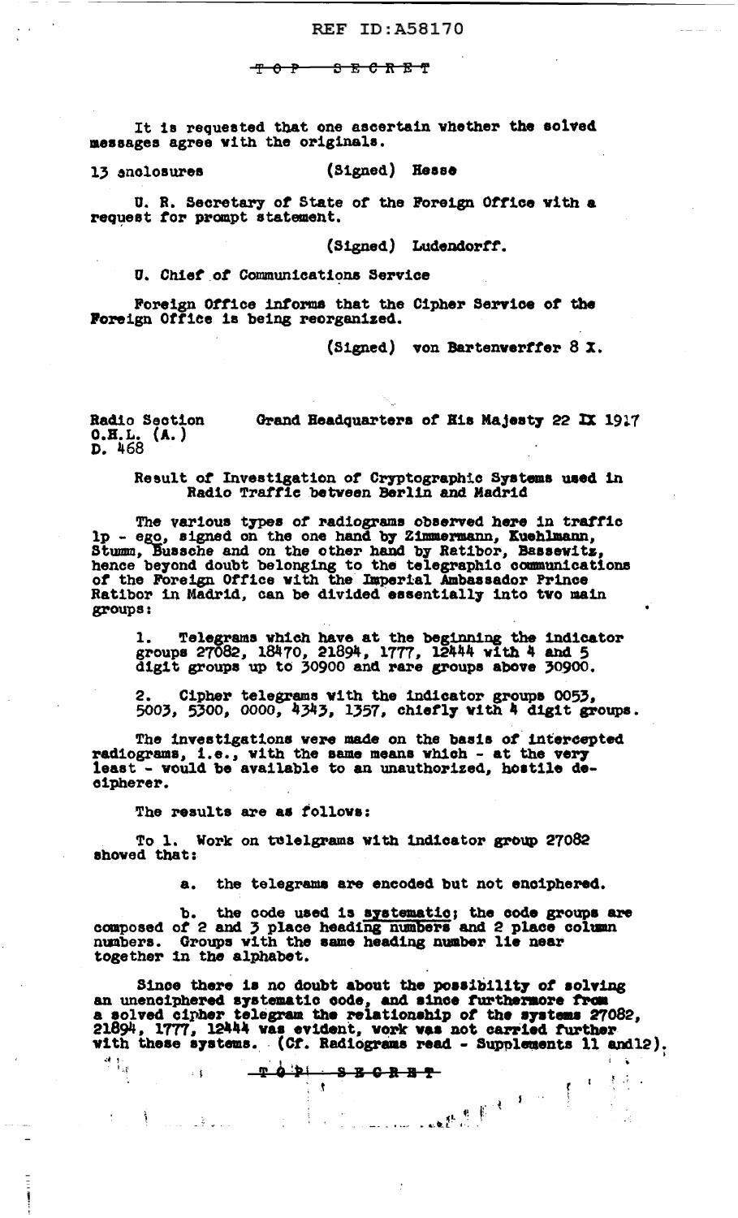It is requested that one ascertain whether the solved messages agree with the originals.

13 enclosures (Signed) Hesse

U. R. Secretary of State of the Foreign Office with a request for prompt statement.

(Signed) Ludendorff.

U. Chief of Communications Service

Foreign Office informs that the Cipher Service of the Foreign Office is being reorganized.

(Signed) von Bartenwerffer 8 X.

Radio Section
O.H.L. (A.)
D. 468

Grand Headquarters of His Majesty 22 IX 1917

Result of Investigation of Cryptographic Systems used in Radio Traffic between Berlin and Madrid

The various types of radiograms observed here in traffic lp - ego, signed on the one hand by Zimmermann, Kuehlmann, Stumm, Bussche and on the other hand by Ratibor, Bassewitz, hence beyond doubt belonging to the telegraphic communications of the Foreign Office with the Imperial Ambassador Prince Ratibor in Madrid, can be divided essentially into two main groups:

1. Telegrams which have at the beginning the indicator groups 27082, 18470, 21894, 1777, 12444 with 4 and 5 digit groups up to 30900 and rare groups above 30900.

2. Cipher telegrams with the indicator groups 0053, 5003, 5300, 0000, 4343, 1357, chiefly with 4 digit groups.

The investigations were made on the basis of intercepted radiograms, i.e., with the same means which - at the very least - would be available to an unauthorized, hostile decipherer.

The results are as follows:

To 1. Work on telelgrams with indicator group 27082 showed that:

a. the telegrams are encoded but not enciphered.

b. the code used is systematic; the code groups are composed of 2 and 3 place heading numbers and 2 place column numbers. Groups with the same heading number lie near together in the alphabet.

Since there is no doubt about the possibility of solving an unenciphered systematic code, and since furthermore from a solved cipher telegram the relationship of the systems 27082, 21894, 1777, 12444 was evident, work was not carried further with these systems. (Cf. Radiograms read - Supplements 11 and12).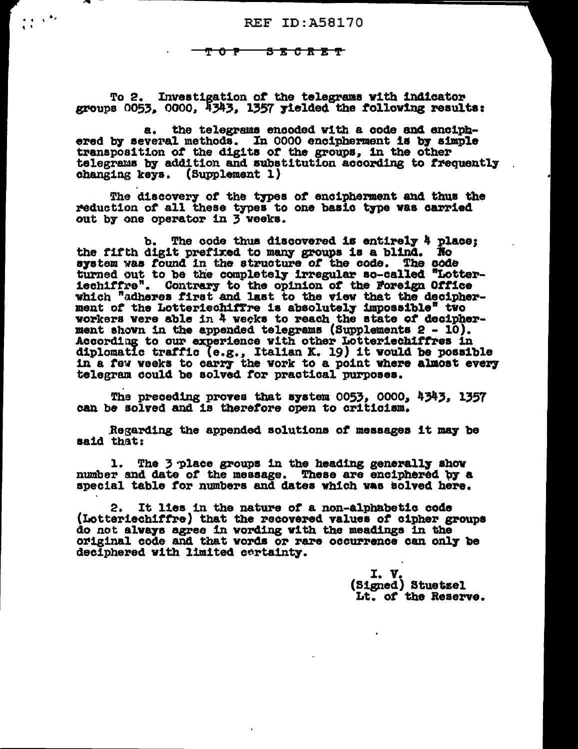REF ID:A58170

TOP SECRET

To 2. Investigation of the telegrams with indicator groups 0053, 0000, 4343, 1357 yielded the following results:

a. the telegrams encoded with a code and enciphered by several methods. In 0000 encipherment is by simple transposition of the digits of the groups, in the other telegrams by addition and substitution according to frequently changing keys. (Supplement 1)

The discovery of the types of encipherment and thus the reduction of all these types to one basic type was carried out by one operator in 3 weeks.

b. The code thus discovered is entirely 4 place; the fifth digit prefixed to many groups is a blind. No system was found in the structure of the code. The code turned out to be the completely irregular so-called "Lotteriechiffre". Contrary to the opinion of the Foreign Office which "adheres first and last to the view that the decipherment of the Lotteriechiffre is absolutely impossible" two workers were able in 4 weeks to reach the state of decipherment shown in the appended telegrams (Supplements 2 - 10). According to our experience with other Lotteriechiffres in diplomatic traffic (e.g., Italian K. 19) it would be possible in a few weeks to carry the work to a point where almost every telegram could be solved for practical purposes.

The preceding proves that system 0053, 0000, 4343, 1357 can be solved and is therefore open to criticism.

Regarding the appended solutions of messages it may be said that:

1. The 3 place groups in the heading generally show number and date of the message. These are enciphered by a special table for numbers and dates which was solved here.

2. It lies in the nature of a non-alphabetic code (Lotteriechiffre) that the recovered values of cipher groups do not always agree in wording with the meadings in the original code and that words or rare occurrence can only be deciphered with limited certainty.

I. V.
(Signed) Stuetzel
Lt. of the Reserve.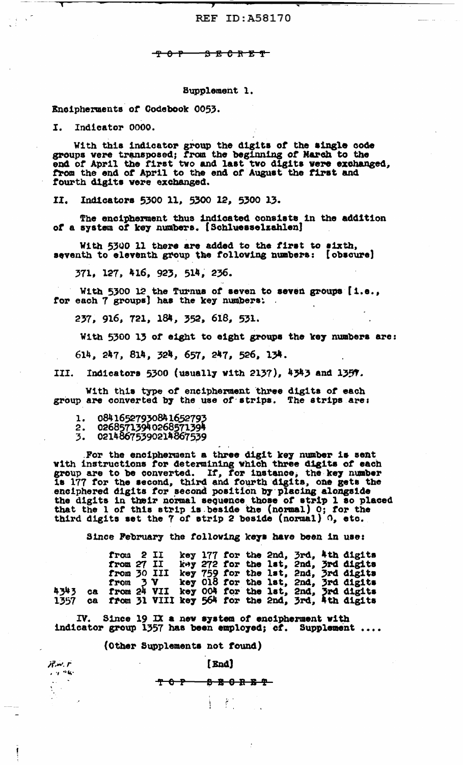REF ID:A58170

~~TOP SECRET~~

Supplement 1.

Encipherments of Codebook 0053.

I. Indicator 0000.

With this indicator group the digits of the single code groups were transposed; from the beginning of March to the end of April the first two and last two digits were exchanged, from the end of April to the end of August the first and fourth digits were exchanged.

II. Indicators 5300 11, 5300 12, 5300 13.

The encipherment thus indicated consists in the addition of a system of key numbers. [Schluesselzahlen]

With 5300 11 there are added to the first to sixth, seventh to eleventh group the following numbers: [obscure]

371, 127, 416, 923, 514, 236.

With 5300 12 the Turnus of seven to seven groups [i.e., for each 7 groups] has the key numbers:

237, 916, 721, 184, 352, 618, 531.

With 5300 13 of eight to eight groups the key numbers are:

614, 247, 814, 324, 657, 247, 526, 134.

III. Indicators 5300 (usually with 2137), 4343 and 1357.

With this type of encipherment three digits of each group are converted by the use of strips. The strips are:

1. 08416527930841652793
2. 02685713940268571394
3. 02148675390214867539

For the encipherment a three digit key number is sent with instructions for determining which three digits of each group are to be converted. If, for instance, the key number is 177 for the second, third and fourth digits, one gets the enciphered digits for second position by placing alongside the digits in their normal sequence those of strip 1 so placed that the 1 of this strip is beside the (normal) 0; for the third digits set the 7 of strip 2 beside (normal) 0, etc.

Since February the following keys have been in use:

| | | | |
|---|---|---|---|
| | from 2 II | key 177 | for the 2nd, 3rd, 4th digits |
| | from 27 II | key 272 | for the 1st, 2nd, 3rd digits |
| | from 30 III | key 759 | for the 1st, 2nd, 3rd digits |
| | from 3 V | key 018 | for the 1st, 2nd, 3rd digits |
| 4343 ca | from 24 VII | key 004 | for the 1st, 2nd, 3rd digits |
| 1357 ca | from 31 VIII | key 564 | for the 2nd, 3rd, 4th digits |

IV. Since 19 IX a new system of encipherment with indicator group 1357 has been employed; cf. Supplement ....

(Other Supplements not found)

[End]

~~TOP SECRET~~